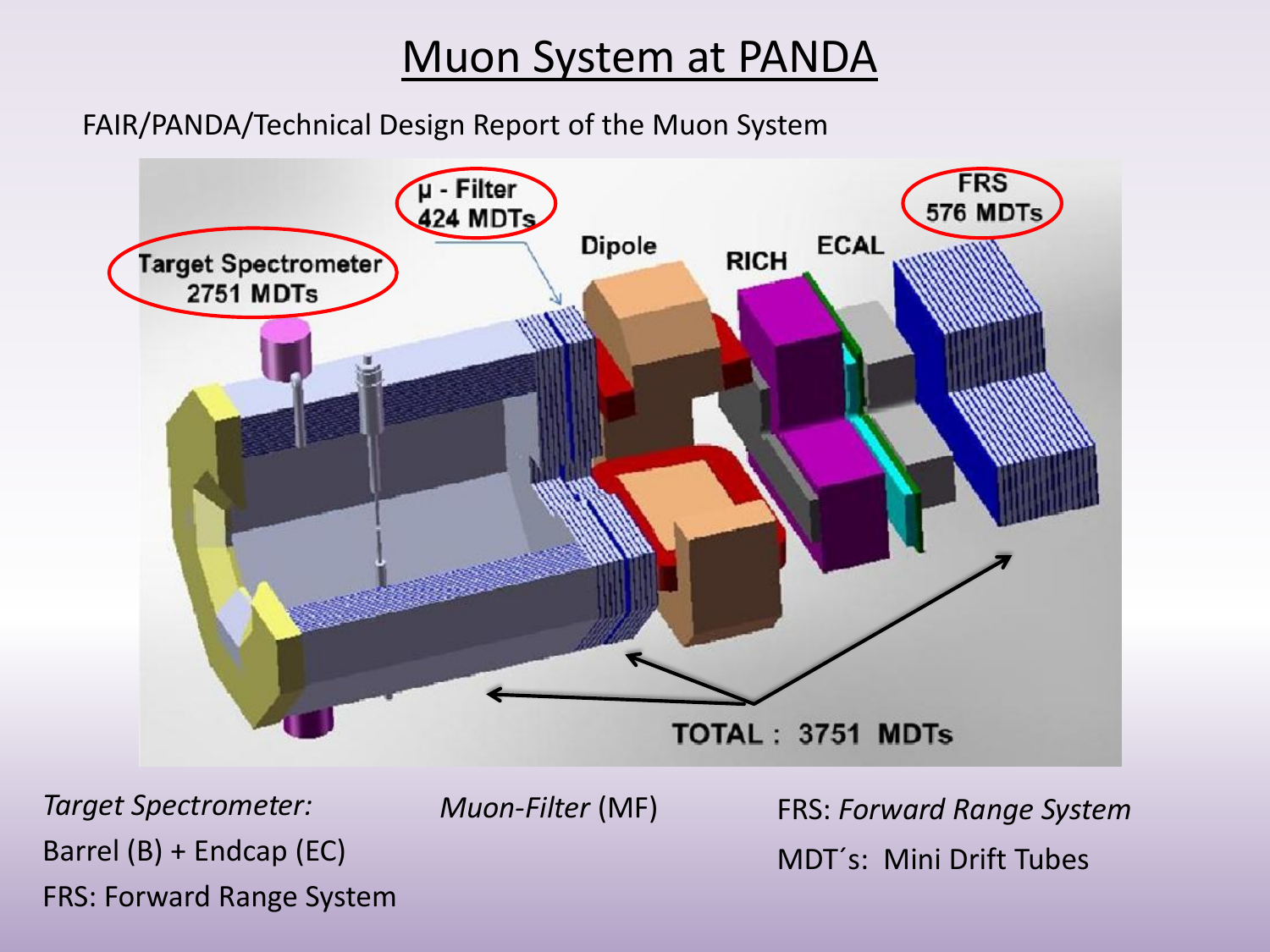# Muon System at PANDA

FAIR/PANDA/Technical Design Report of the Muon System

Target Spectrometer 2751 MDTs

μ - Filter 424 MDTs

Dipole

RICH

ECAL

FRS 576 MDTs

TOTAL : 3751 MDTs

*Target Spectrometer:*
Barrel (B) + Endcap (EC)
FRS: Forward Range System

*Muon-Filter* (MF)

FRS: *Forward Range System*
MDT´s: Mini Drift Tubes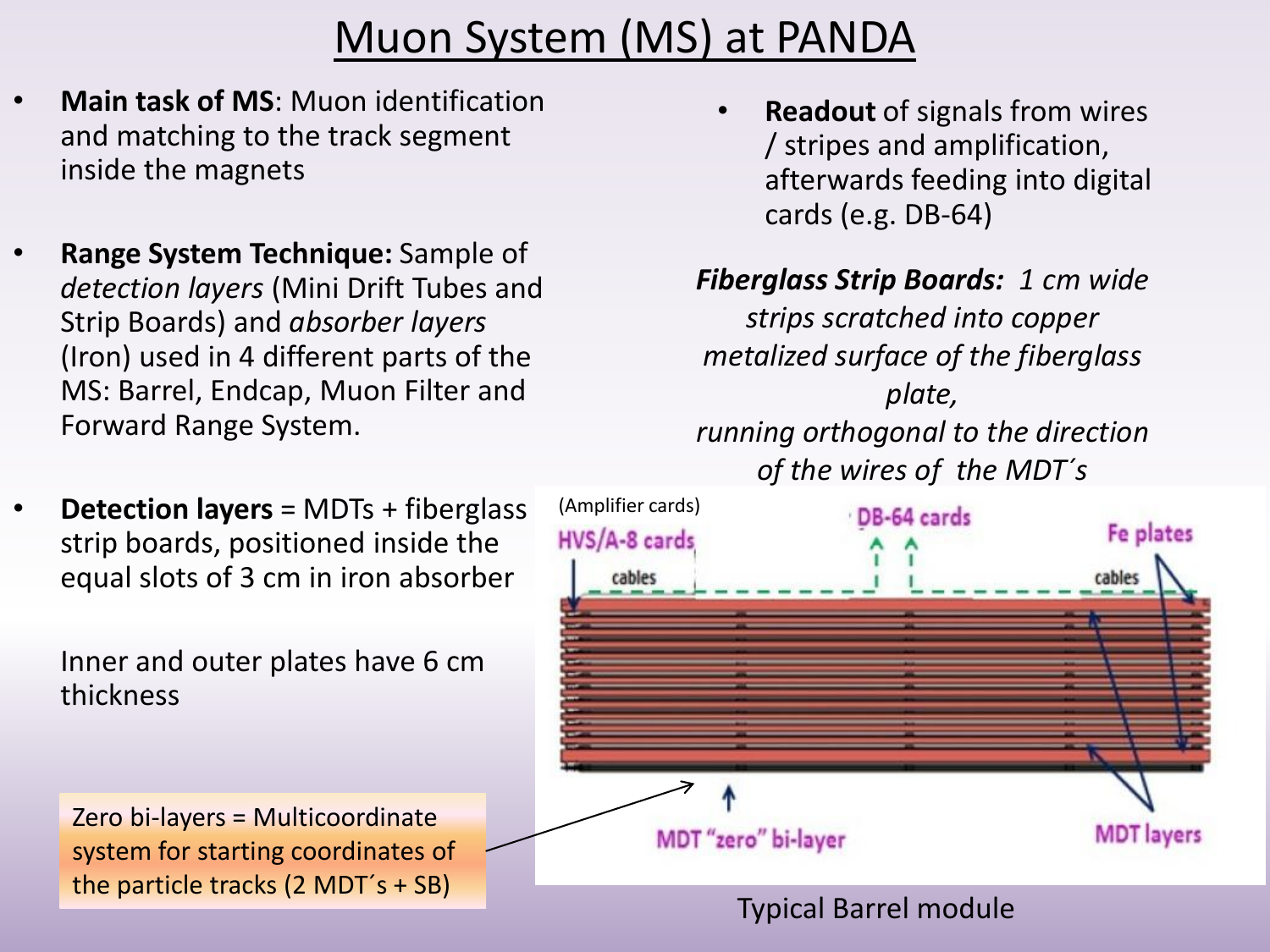# Muon System (MS) at PANDA

- **Main task of MS**: Muon identification and matching to the track segment inside the magnets

- **Range System Technique:** Sample of *detection layers* (Mini Drift Tubes and Strip Boards) and *absorber layers* (Iron) used in 4 different parts of the MS: Barrel, Endcap, Muon Filter and Forward Range System.

- **Detection layers** = MDTs + fiberglass strip boards, positioned inside the equal slots of 3 cm in iron absorber

  Inner and outer plates have 6 cm thickness

Zero bi-layers = Multicoordinate system for starting coordinates of the particle tracks (2 MDT´s + SB)

- **Readout** of signals from wires / stripes and amplification, afterwards feeding into digital cards (e.g. DB-64)

***Fiberglass Strip Boards:*** *1 cm wide strips scratched into copper metalized surface of the fiberglass plate, running orthogonal to the direction of the wires of the MDT´s*

(Amplifier cards)
HVS/A-8 cards
DB-64 cards
Fe plates
cables
cables
MDT "zero" bi-layer
MDT layers

Typical Barrel module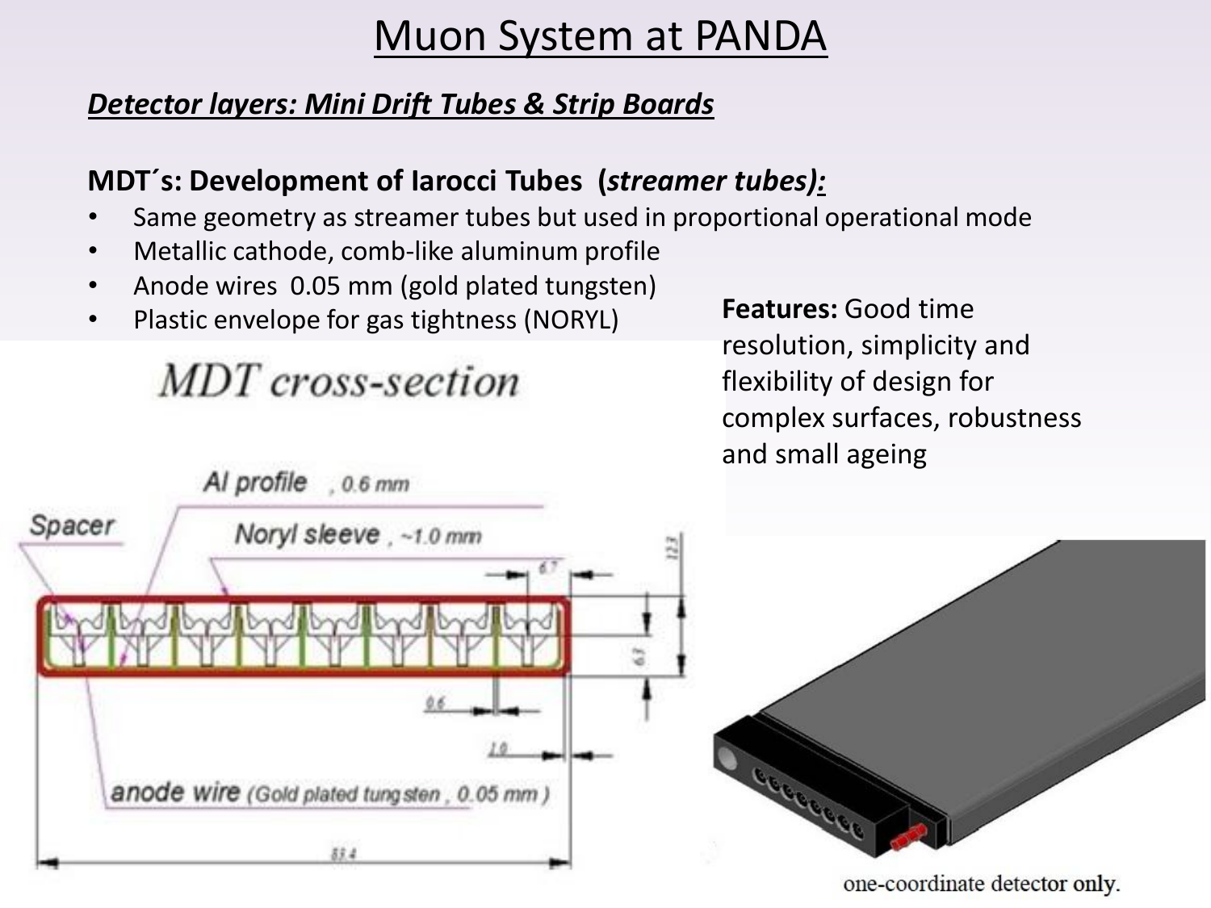# Muon System at PANDA

***Detector layers: Mini Drift Tubes & Strip Boards***

**MDT´s: Development of Iarocci Tubes (*streamer tubes):***

- Same geometry as streamer tubes but used in proportional operational mode
- Metallic cathode, comb-like aluminum profile
- Anode wires 0.05 mm (gold plated tungsten)
- Plastic envelope for gas tightness (NORYL)

**Features:** Good time resolution, simplicity and flexibility of design for complex surfaces, robustness and small ageing

*MDT cross-section*

Al profile, 0.6 mm

Spacer

Noryl sleeve, ~1.0 mm

anode wire (Gold plated tungsten, 0.05 mm)

6.7

12.3

6.3

0.6

1.0

83.4

one-coordinate detector only.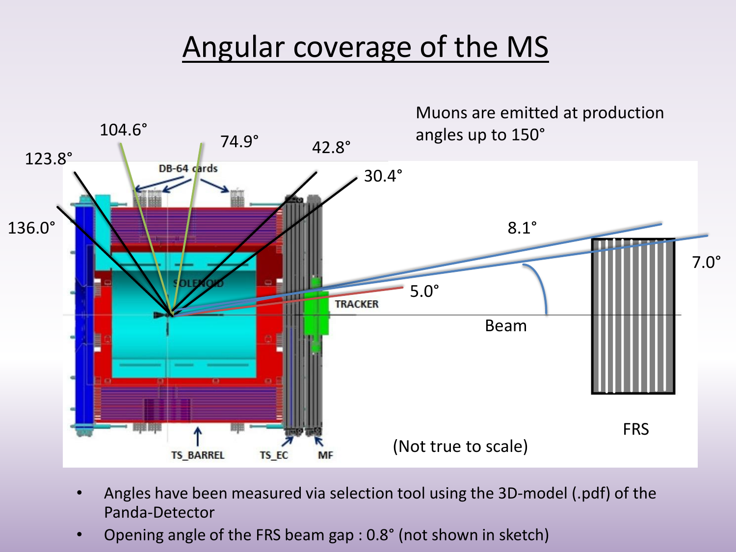# Angular coverage of the MS

Muons are emitted at production angles up to 150°

104.6° 74.9° 42.8° 123.8° 30.4° 136.0° 8.1° 7.0° 5.0°

DB-64 cards

SOLENOID

TRACKER

Beam

FRS

TS_BARREL TS_EC MF

(Not true to scale)

- Angles have been measured via selection tool using the 3D-model (.pdf) of the Panda-Detector
- Opening angle of the FRS beam gap : 0.8° (not shown in sketch)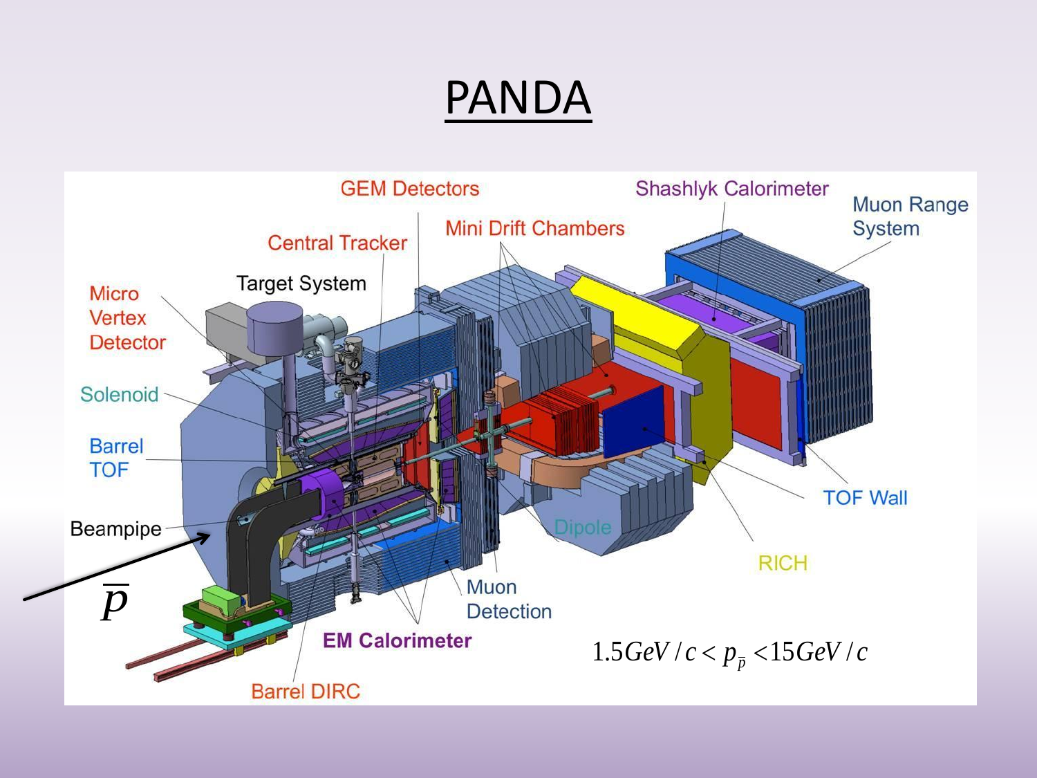# PANDA

GEM Detectors

Shashlyk Calorimeter

Muon Range System

Mini Drift Chambers

Central Tracker

Target System

Micro Vertex Detector

Solenoid

Barrel TOF

Beampipe

$\overline{p}$

Dipole

TOF Wall

RICH

Muon Detection

EM Calorimeter

Barrel DIRC

$$1.5GeV/c < p_{\overline{p}} < 15GeV/c$$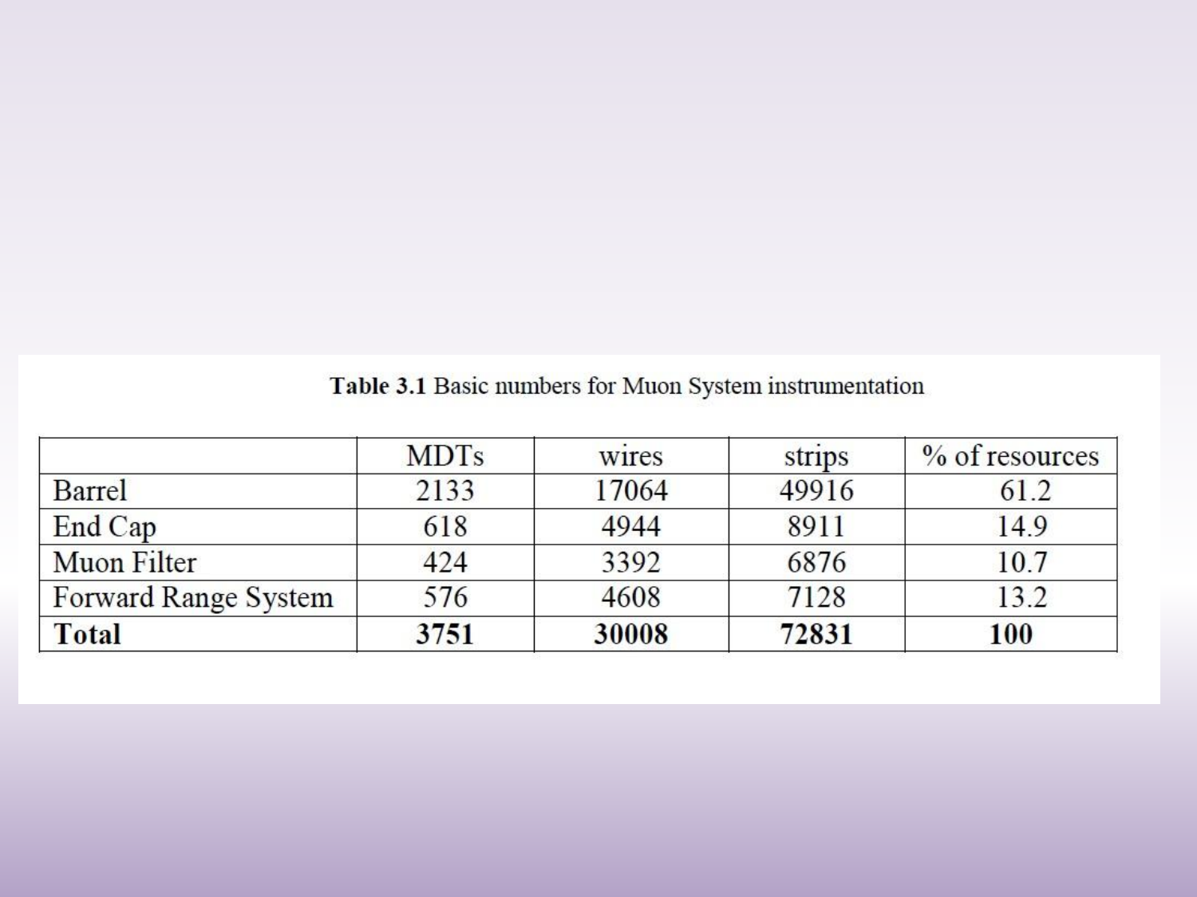**Table 3.1** Basic numbers for Muon System instrumentation

| | MDTs | wires | strips | % of resources |
|---|---|---|---|---|
| Barrel | 2133 | 17064 | 49916 | 61.2 |
| End Cap | 618 | 4944 | 8911 | 14.9 |
| Muon Filter | 424 | 3392 | 6876 | 10.7 |
| Forward Range System | 576 | 4608 | 7128 | 13.2 |
| **Total** | **3751** | **30008** | **72831** | **100** |